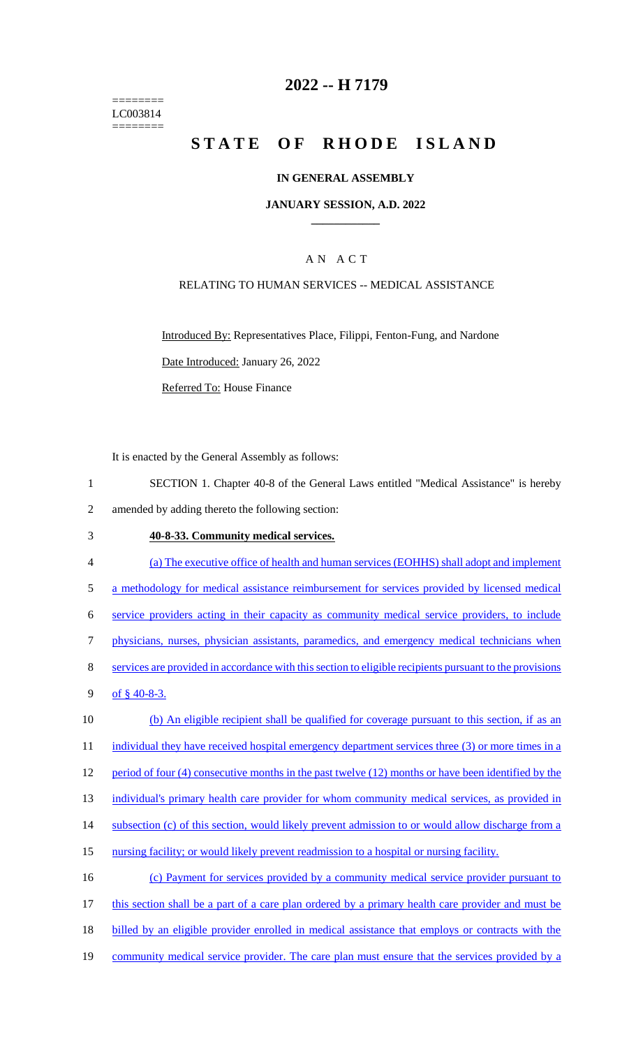========
LC003814
========

# 2022 -- H 7179

# STATE OF RHODE ISLAND

## IN GENERAL ASSEMBLY

### JANUARY SESSION, A.D. 2022

## AN ACT

RELATING TO HUMAN SERVICES -- MEDICAL ASSISTANCE

Introduced By: Representatives Place, Filippi, Fenton-Fung, and Nardone

Date Introduced: January 26, 2022

Referred To: House Finance

It is enacted by the General Assembly as follows:

1 SECTION 1. Chapter 40-8 of the General Laws entitled "Medical Assistance" is hereby
2 amended by adding thereto the following section:

3 **40-8-33. Community medical services.**

4 (a) The executive office of health and human services (EOHHS) shall adopt and implement
5 a methodology for medical assistance reimbursement for services provided by licensed medical
6 service providers acting in their capacity as community medical service providers, to include
7 physicians, nurses, physician assistants, paramedics, and emergency medical technicians when
8 services are provided in accordance with this section to eligible recipients pursuant to the provisions
9 of § 40-8-3.

10 (b) An eligible recipient shall be qualified for coverage pursuant to this section, if as an
11 individual they have received hospital emergency department services three (3) or more times in a
12 period of four (4) consecutive months in the past twelve (12) months or have been identified by the
13 individual's primary health care provider for whom community medical services, as provided in
14 subsection (c) of this section, would likely prevent admission to or would allow discharge from a
15 nursing facility; or would likely prevent readmission to a hospital or nursing facility.

16 (c) Payment for services provided by a community medical service provider pursuant to
17 this section shall be a part of a care plan ordered by a primary health care provider and must be
18 billed by an eligible provider enrolled in medical assistance that employs or contracts with the
19 community medical service provider. The care plan must ensure that the services provided by a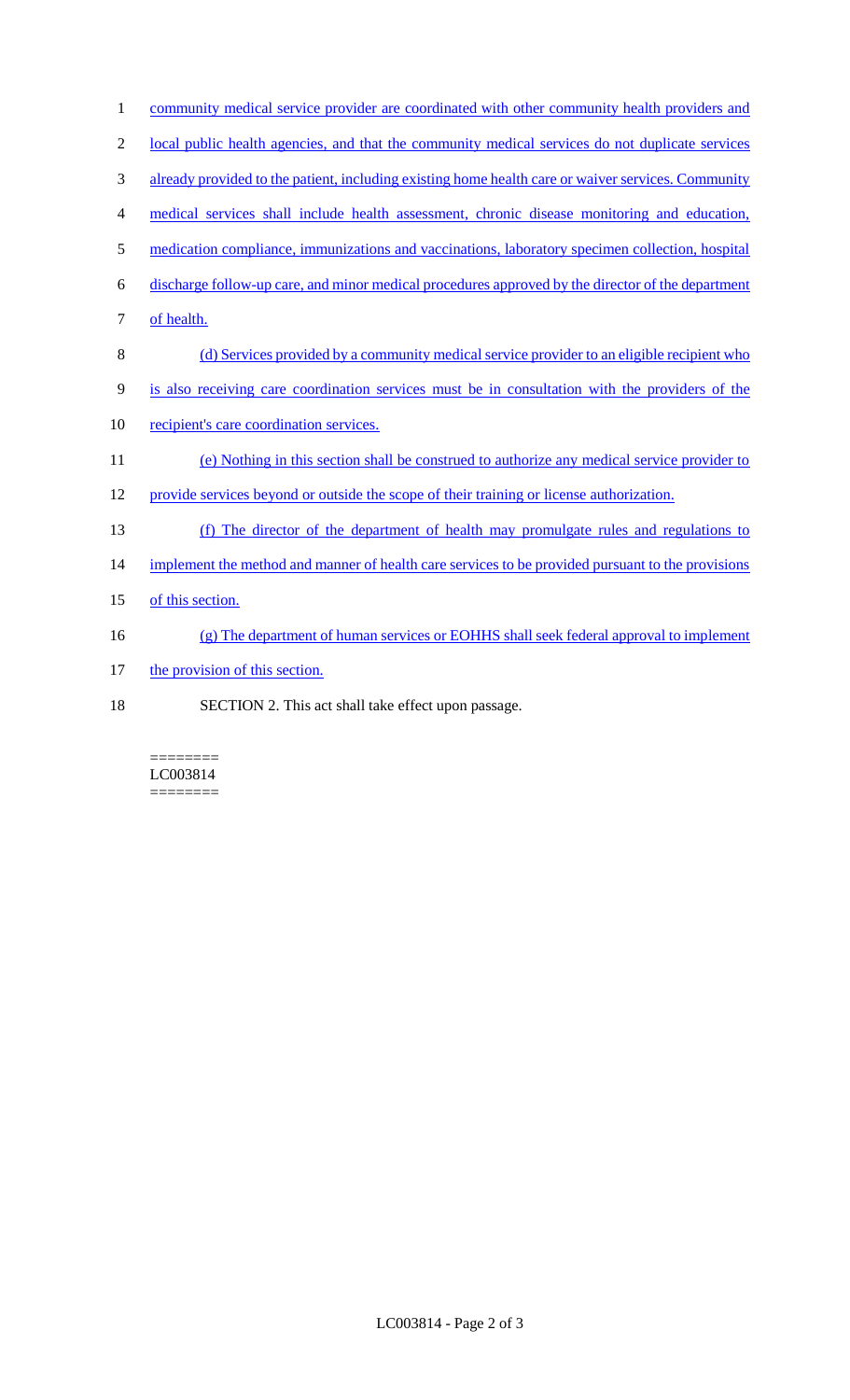community medical service provider are coordinated with other community health providers and local public health agencies, and that the community medical services do not duplicate services already provided to the patient, including existing home health care or waiver services. Community medical services shall include health assessment, chronic disease monitoring and education, medication compliance, immunizations and vaccinations, laboratory specimen collection, hospital discharge follow-up care, and minor medical procedures approved by the director of the department of health.

(d) Services provided by a community medical service provider to an eligible recipient who is also receiving care coordination services must be in consultation with the providers of the recipient's care coordination services.

(e) Nothing in this section shall be construed to authorize any medical service provider to provide services beyond or outside the scope of their training or license authorization.

(f) The director of the department of health may promulgate rules and regulations to implement the method and manner of health care services to be provided pursuant to the provisions of this section.

(g) The department of human services or EOHHS shall seek federal approval to implement the provision of this section.

SECTION 2. This act shall take effect upon passage.

========
LC003814
========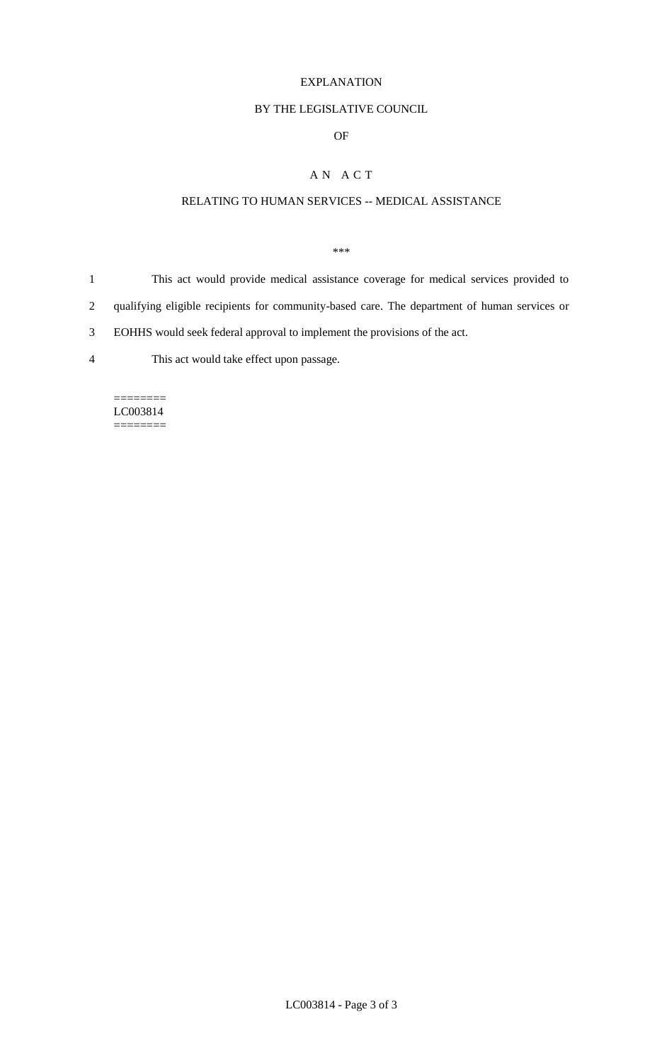EXPLANATION

BY THE LEGISLATIVE COUNCIL

OF

A N A C T

RELATING TO HUMAN SERVICES -- MEDICAL ASSISTANCE

\*\*\*

1 This act would provide medical assistance coverage for medical services provided to
2 qualifying eligible recipients for community-based care. The department of human services or
3 EOHHS would seek federal approval to implement the provisions of the act.
4 This act would take effect upon passage.

========
LC003814
========